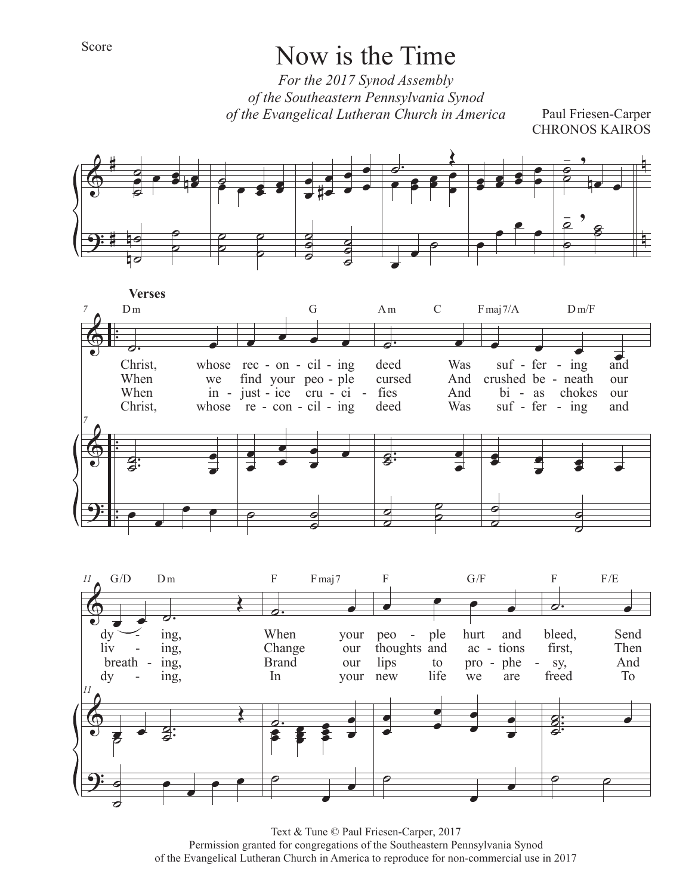Score

# Now is the Time

*For the 2017 Synod Assembly*
*of the Southeastern Pennsylvania Synod*
*of the Evangelical Lutheran Church in America*

Paul Friesen-Carper
CHRONOS KAIROS

**Verses**

Dm G Am C Fmaj7/A Dm/F

1. Christ, whose rec-on-cil-ing deed Was suf-fer-ing and
2. When we find your peo-ple cursed And crushed be-neath our
3. When in-just-ice cru-ci-fies And bi-as chokes our
4. Christ, whose re-con-cil-ing deed Was suf-fer-ing and

G/D Dm F Fmaj7 F G/F F F/E

1. dy-ing, When your peo-ple hurt and bleed, Send
2. liv-ing, Change our thoughts and ac-tions first, Then
3. breath-ing, Brand our lips to pro-phe-sy, And
4. dy-ing, In your new life we are freed To

Text & Tune © Paul Friesen-Carper, 2017
Permission granted for congregations of the Southeastern Pennsylvania Synod
of the Evangelical Lutheran Church in America to reproduce for non-commercial use in 2017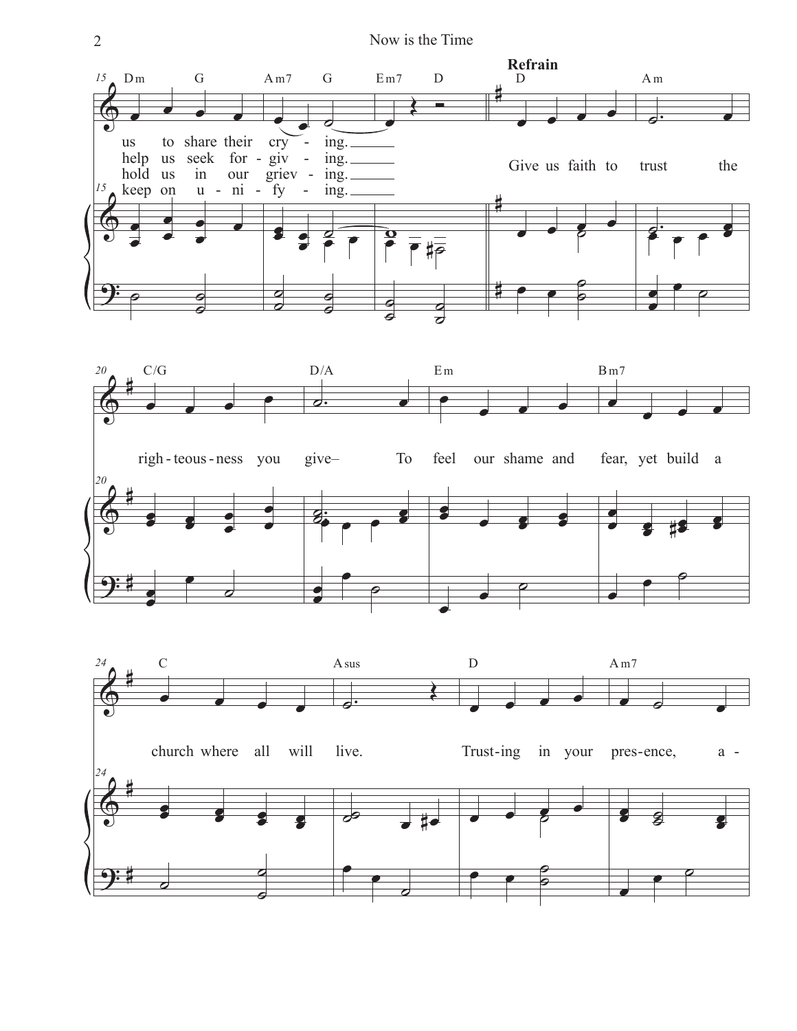us to share their cry - ing.
help us seek for - giv - ing.
hold us in our griev - ing.
keep on u - ni - fy - ing.

**Refrain**

Give us faith to trust the righ - teous - ness you give–
To feel our shame and fear, yet build a church where all will live.
Trust - ing in your pres - ence, a -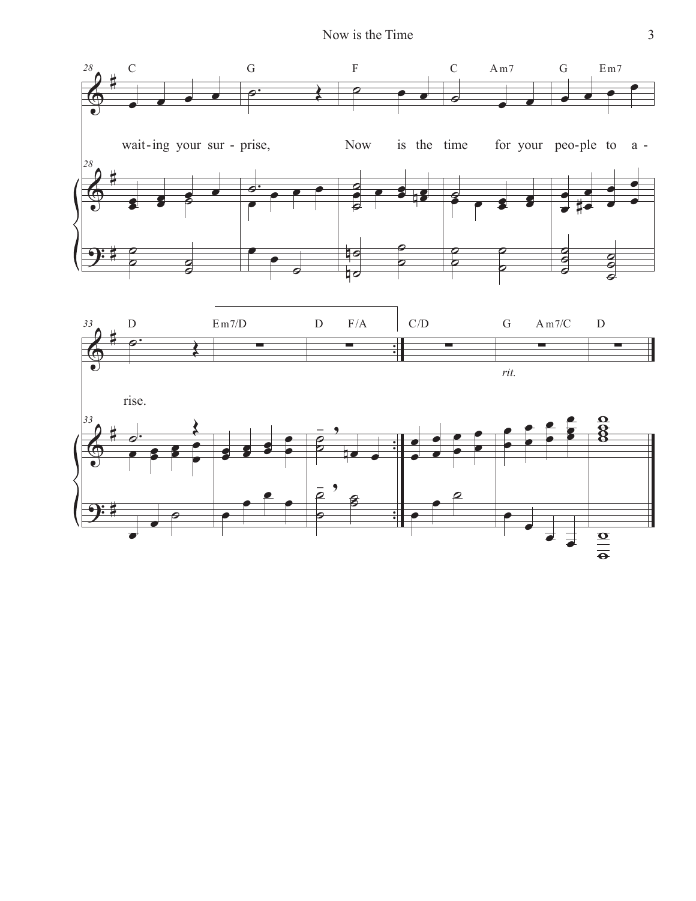28

C G F C Am7 G Em7

wait-ing your sur - prise, Now is the time for your peo-ple to a -

33

D Em7/D D F/A C/D G Am7/C D

rise.

*rit.*